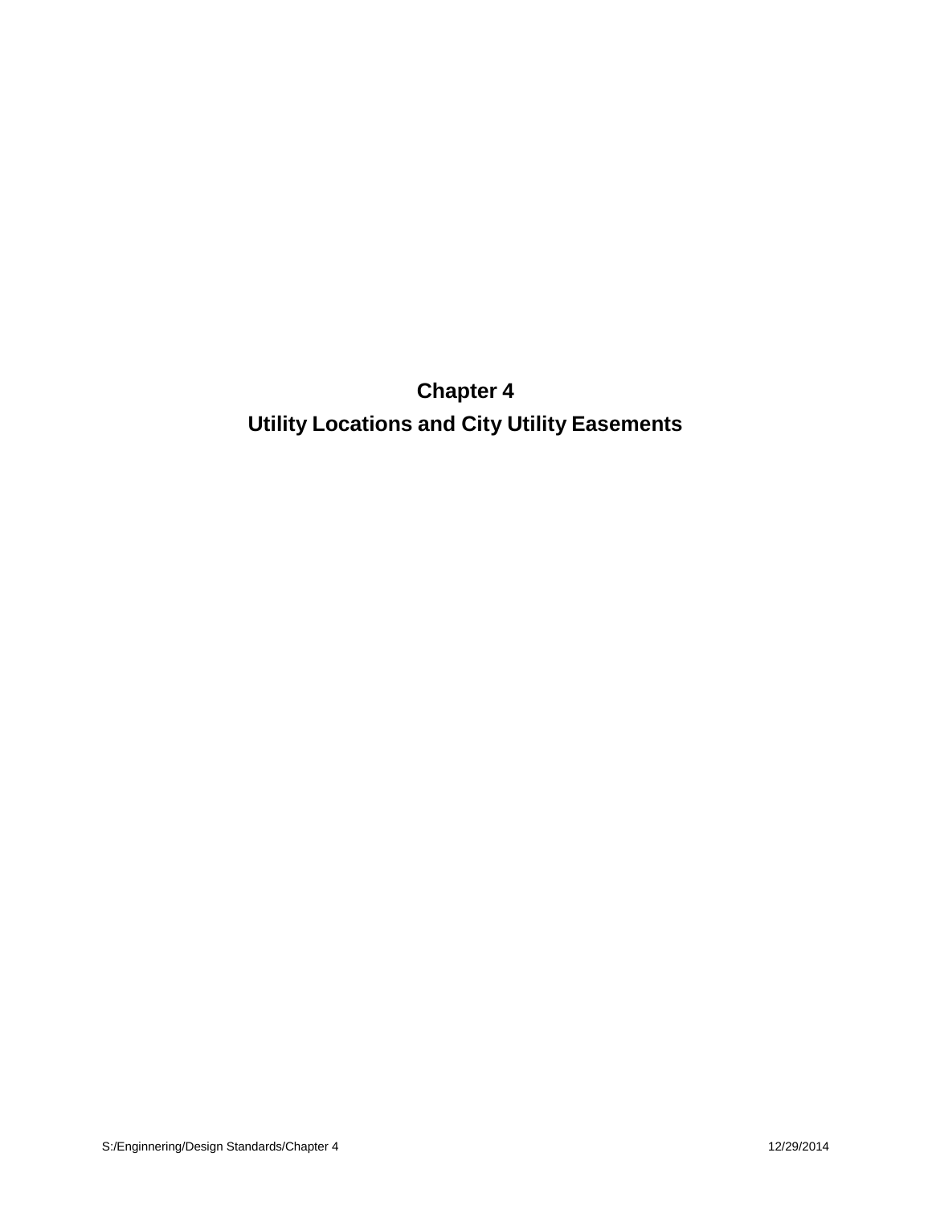# Chapter 4

# Utility Locations and City Utility Easements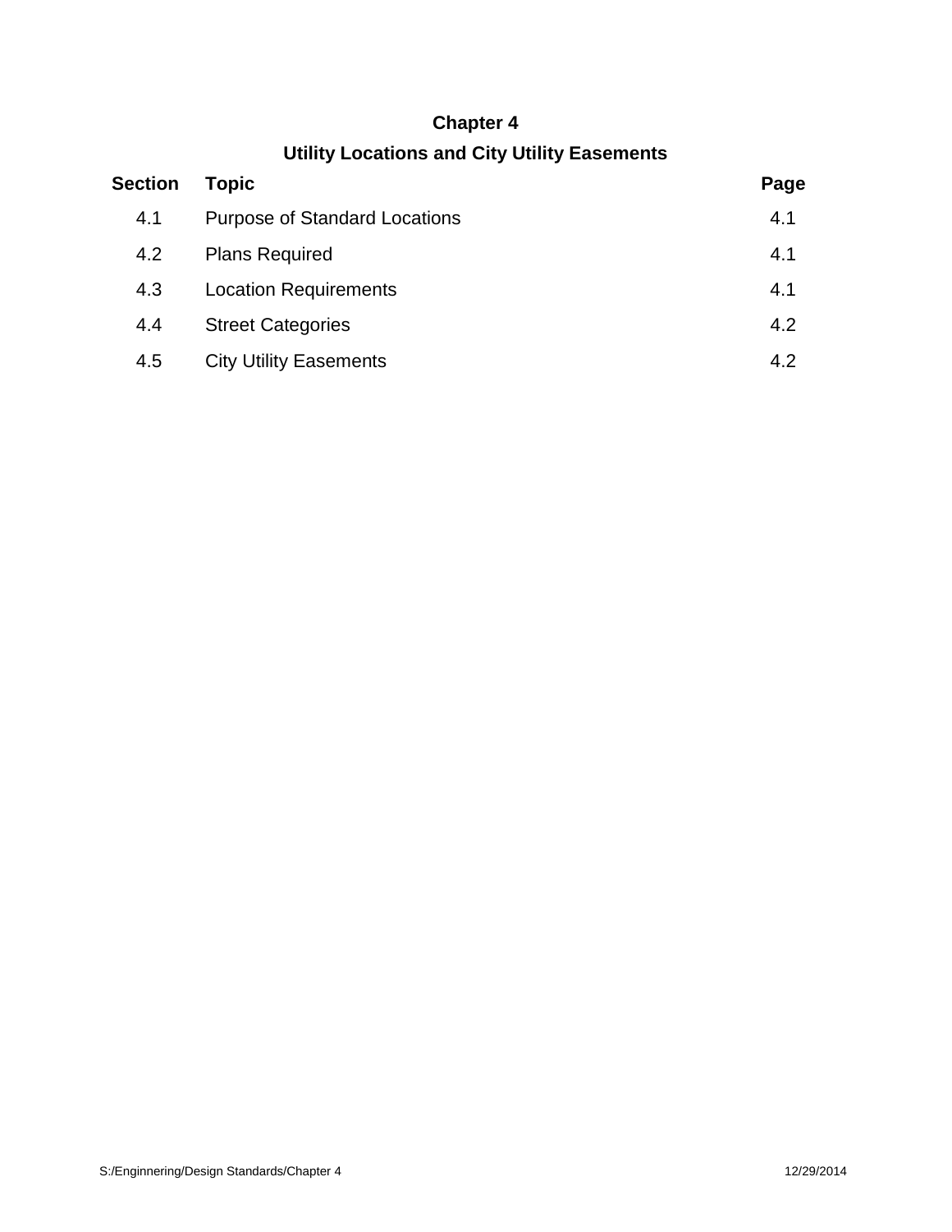# Chapter 4

## Utility Locations and City Utility Easements

| Section | Topic | Page |
|---|---|---|
| 4.1 | Purpose of Standard Locations | 4.1 |
| 4.2 | Plans Required | 4.1 |
| 4.3 | Location Requirements | 4.1 |
| 4.4 | Street Categories | 4.2 |
| 4.5 | City Utility Easements | 4.2 |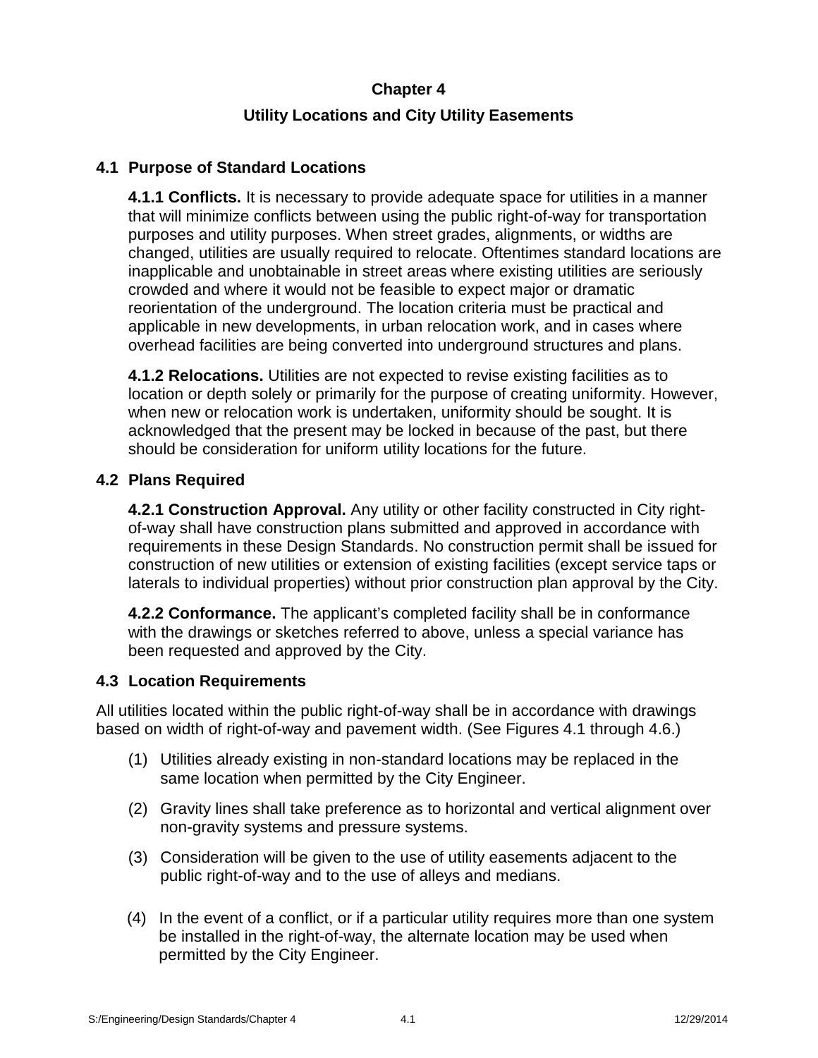# Chapter 4

## Utility Locations and City Utility Easements

### 4.1 Purpose of Standard Locations

**4.1.1 Conflicts.** It is necessary to provide adequate space for utilities in a manner that will minimize conflicts between using the public right-of-way for transportation purposes and utility purposes. When street grades, alignments, or widths are changed, utilities are usually required to relocate. Oftentimes standard locations are inapplicable and unobtainable in street areas where existing utilities are seriously crowded and where it would not be feasible to expect major or dramatic reorientation of the underground. The location criteria must be practical and applicable in new developments, in urban relocation work, and in cases where overhead facilities are being converted into underground structures and plans.

**4.1.2 Relocations.** Utilities are not expected to revise existing facilities as to location or depth solely or primarily for the purpose of creating uniformity. However, when new or relocation work is undertaken, uniformity should be sought. It is acknowledged that the present may be locked in because of the past, but there should be consideration for uniform utility locations for the future.

### 4.2 Plans Required

**4.2.1 Construction Approval.** Any utility or other facility constructed in City right-of-way shall have construction plans submitted and approved in accordance with requirements in these Design Standards. No construction permit shall be issued for construction of new utilities or extension of existing facilities (except service taps or laterals to individual properties) without prior construction plan approval by the City.

**4.2.2 Conformance.** The applicant's completed facility shall be in conformance with the drawings or sketches referred to above, unless a special variance has been requested and approved by the City.

### 4.3 Location Requirements

All utilities located within the public right-of-way shall be in accordance with drawings based on width of right-of-way and pavement width. (See Figures 4.1 through 4.6.)

(1) Utilities already existing in non-standard locations may be replaced in the same location when permitted by the City Engineer.

(2) Gravity lines shall take preference as to horizontal and vertical alignment over non-gravity systems and pressure systems.

(3) Consideration will be given to the use of utility easements adjacent to the public right-of-way and to the use of alleys and medians.

(4) In the event of a conflict, or if a particular utility requires more than one system be installed in the right-of-way, the alternate location may be used when permitted by the City Engineer.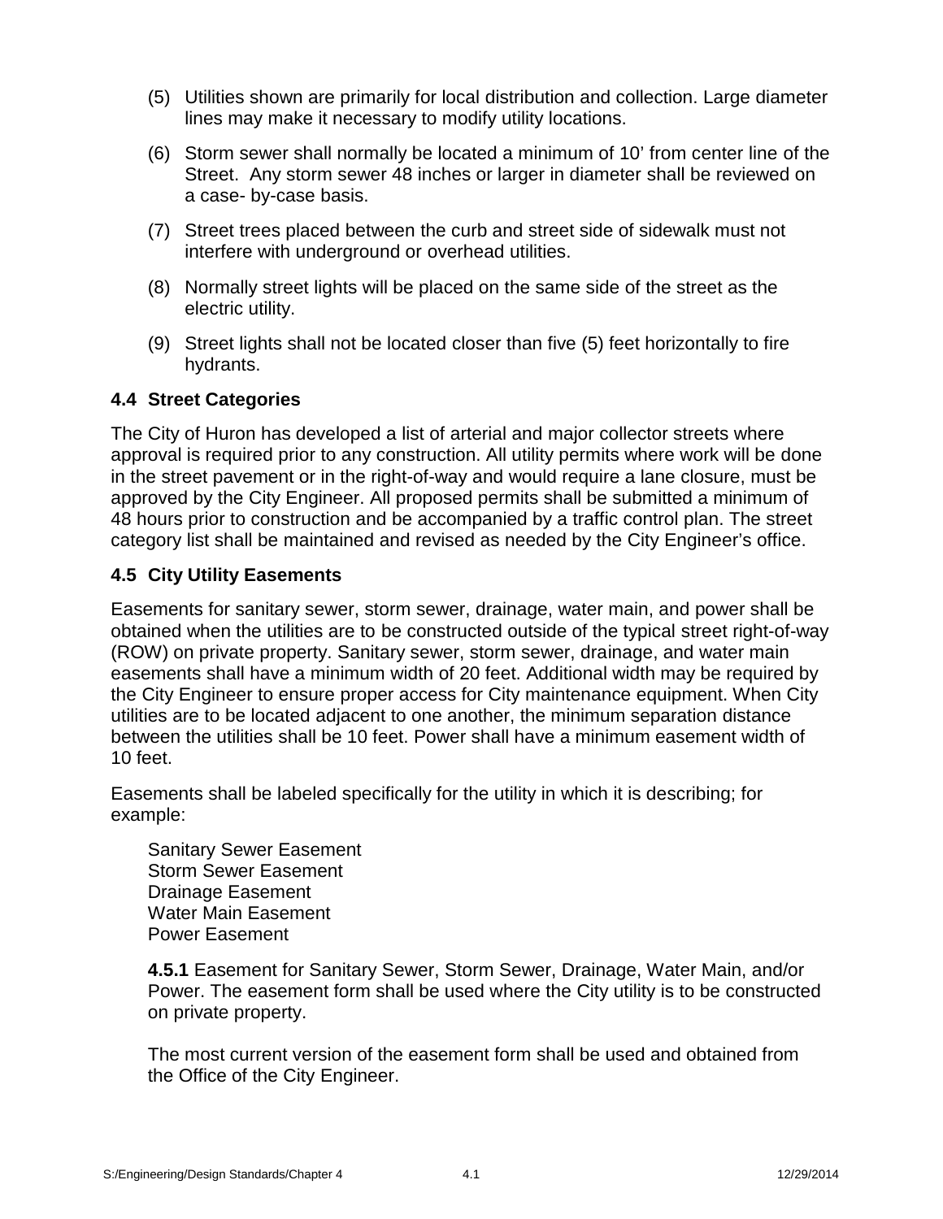(5) Utilities shown are primarily for local distribution and collection. Large diameter lines may make it necessary to modify utility locations.

(6) Storm sewer shall normally be located a minimum of 10’ from center line of the Street. Any storm sewer 48 inches or larger in diameter shall be reviewed on a case- by-case basis.

(7) Street trees placed between the curb and street side of sidewalk must not interfere with underground or overhead utilities.

(8) Normally street lights will be placed on the same side of the street as the electric utility.

(9) Street lights shall not be located closer than five (5) feet horizontally to fire hydrants.

### 4.4 Street Categories

The City of Huron has developed a list of arterial and major collector streets where approval is required prior to any construction. All utility permits where work will be done in the street pavement or in the right-of-way and would require a lane closure, must be approved by the City Engineer. All proposed permits shall be submitted a minimum of 48 hours prior to construction and be accompanied by a traffic control plan. The street category list shall be maintained and revised as needed by the City Engineer’s office.

### 4.5 City Utility Easements

Easements for sanitary sewer, storm sewer, drainage, water main, and power shall be obtained when the utilities are to be constructed outside of the typical street right-of-way (ROW) on private property. Sanitary sewer, storm sewer, drainage, and water main easements shall have a minimum width of 20 feet. Additional width may be required by the City Engineer to ensure proper access for City maintenance equipment. When City utilities are to be located adjacent to one another, the minimum separation distance between the utilities shall be 10 feet. Power shall have a minimum easement width of 10 feet.

Easements shall be labeled specifically for the utility in which it is describing; for example:

Sanitary Sewer Easement
Storm Sewer Easement
Drainage Easement
Water Main Easement
Power Easement

**4.5.1** Easement for Sanitary Sewer, Storm Sewer, Drainage, Water Main, and/or Power. The easement form shall be used where the City utility is to be constructed on private property.

The most current version of the easement form shall be used and obtained from the Office of the City Engineer.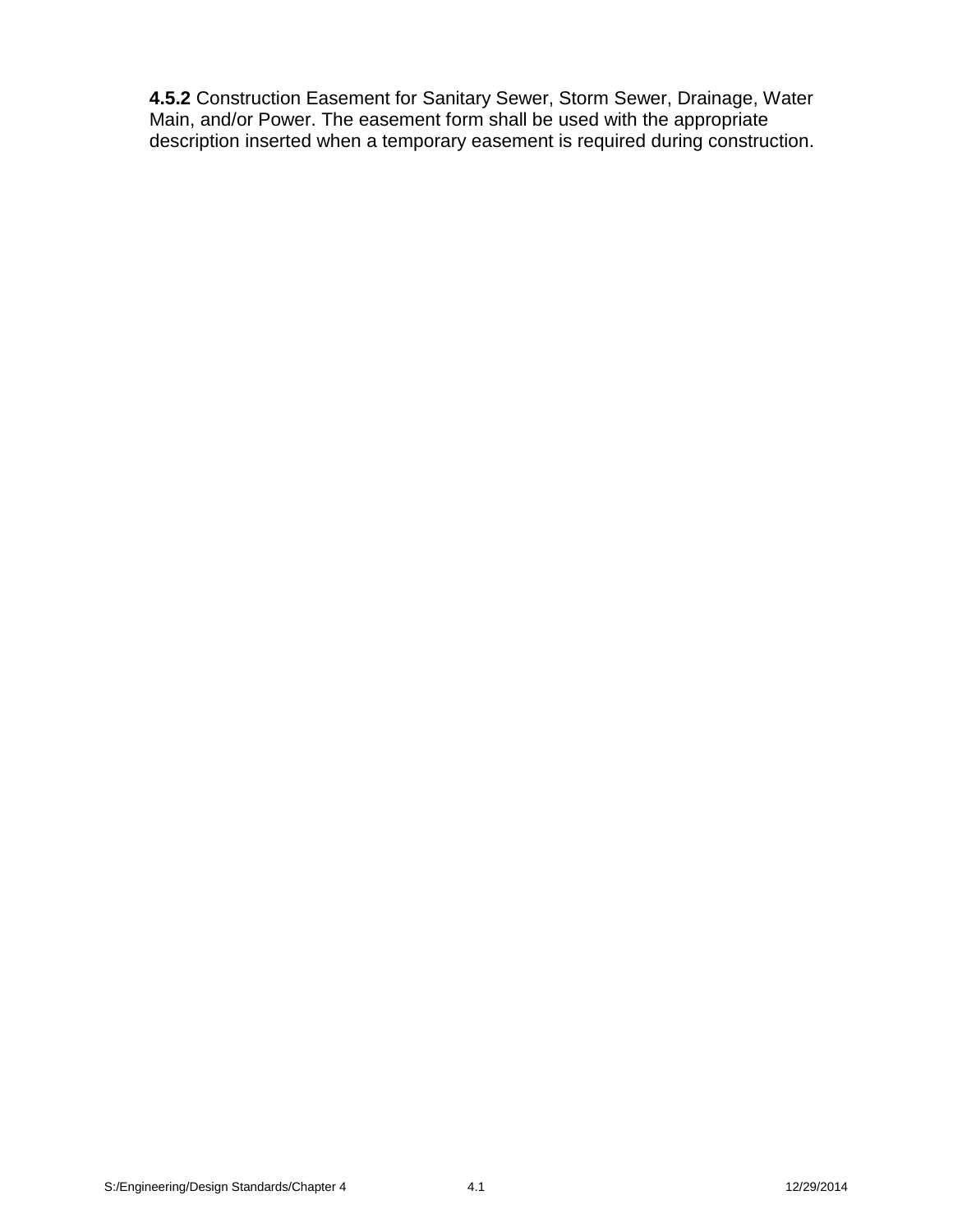**4.5.2** Construction Easement for Sanitary Sewer, Storm Sewer, Drainage, Water Main, and/or Power. The easement form shall be used with the appropriate description inserted when a temporary easement is required during construction.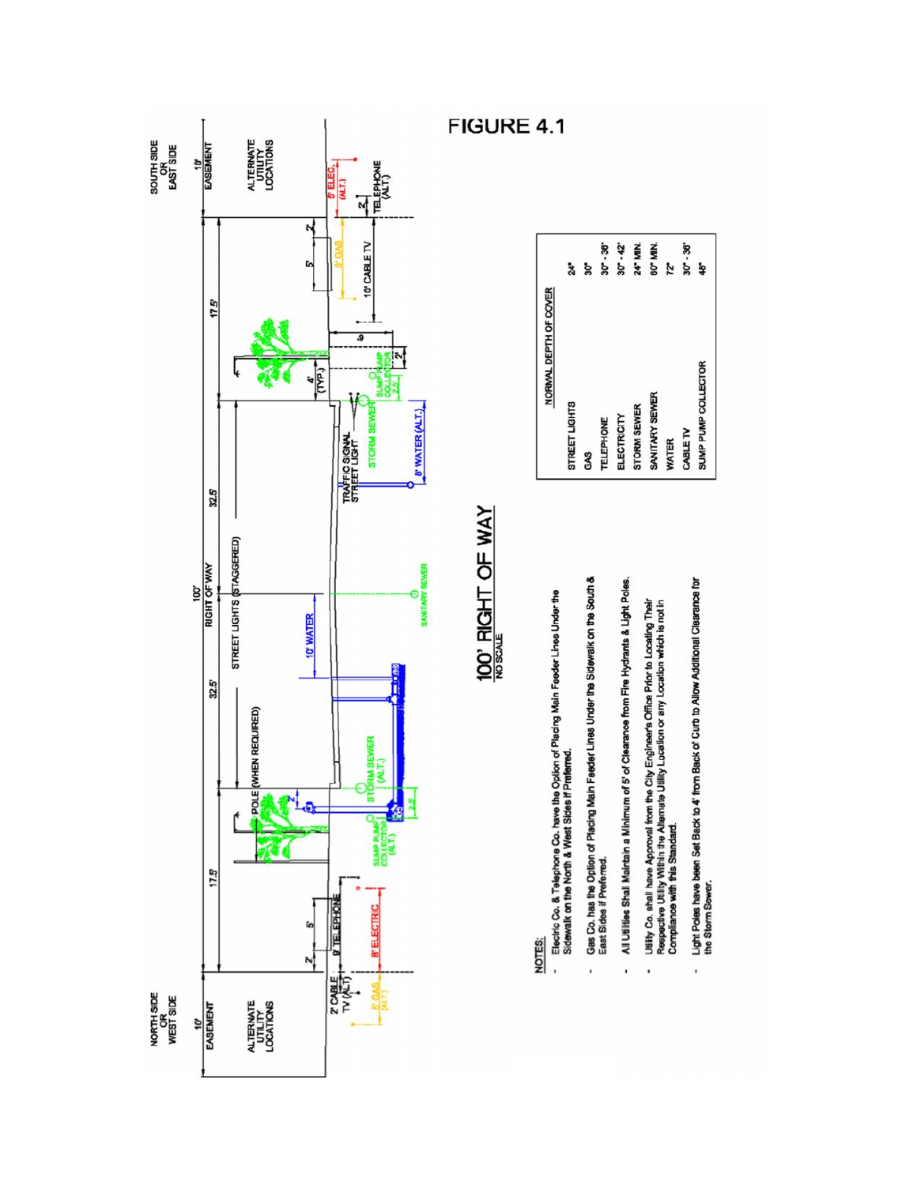# FIGURE 4.1

SOUTH SIDE OR EAST SIDE

NORTH SIDE OR WEST SIDE

10' EASEMENT

ALTERNATE UTILITY LOCATIONS

5' ELEC. (ALT.)

2' TELEPHONE (ALT.)

17.5'

2'

5'

8' GAS

10' CABLE TV

6'

2'

4' (TYP.)

SUMP PUMP COLLECTOR 2.5'

STORM SEWER

TRAFFIC SIGNAL STREET LIGHT

8' WATER (ALT.)

32.5'

100' RIGHT OF WAY

STREET LIGHTS (STAGGERED)

SANITARY SEWER

10' WATER

32.5'

POLE (WHEN REQUIRED)

STORM SEWER (ALT.)

SUMP PUMP COLLECTOR (ALT.)

2.5'

2'

4'

17.5'

5'

2'

9' TELEPHONE

8' ELECTRIC

2' CABLE TV (ALT.)

5' GAS (ALT.)

10' EASEMENT

ALTERNATE UTILITY LOCATIONS

## 100' RIGHT OF WAY

NO SCALE

| NORMAL DEPTH OF COVER | |
|---|---|
| STREET LIGHTS | 24" |
| GAS | 30" |
| TELEPHONE | 30" - 36" |
| ELECTRICITY | 30" - 42" |
| STORM SEWER | 24" MIN. |
| SANITARY SEWER | 60" MIN. |
| WATER | 72" |
| CABLE TV | 30" - 36" |
| SUMP PUMP COLLECTOR | 48" |

NOTES:

- Electric Co. & Telephone Co. have the Option of Placing Main Feeder Lines Under the Sidewalk on the North & West Sides if Preferred.
- Gas Co. has the Option of Placing Main Feeder Lines Under the Sidewalk on the South & East Sides if Preferred.
- All Utilities Shall Maintain a Minimum of 5' of Clearance from Fire Hydrants & Light Poles.
- Utility Co. shall have Approval from the City Engineer's Office Prior to Locating Their Respective Utility Within the Alternate Utility Location or any Location which is not in Compliance with this Standard.
- Light Poles have been Set Back to 4' from Back of Curb to Allow Additional Clearance for the Storm Sewer.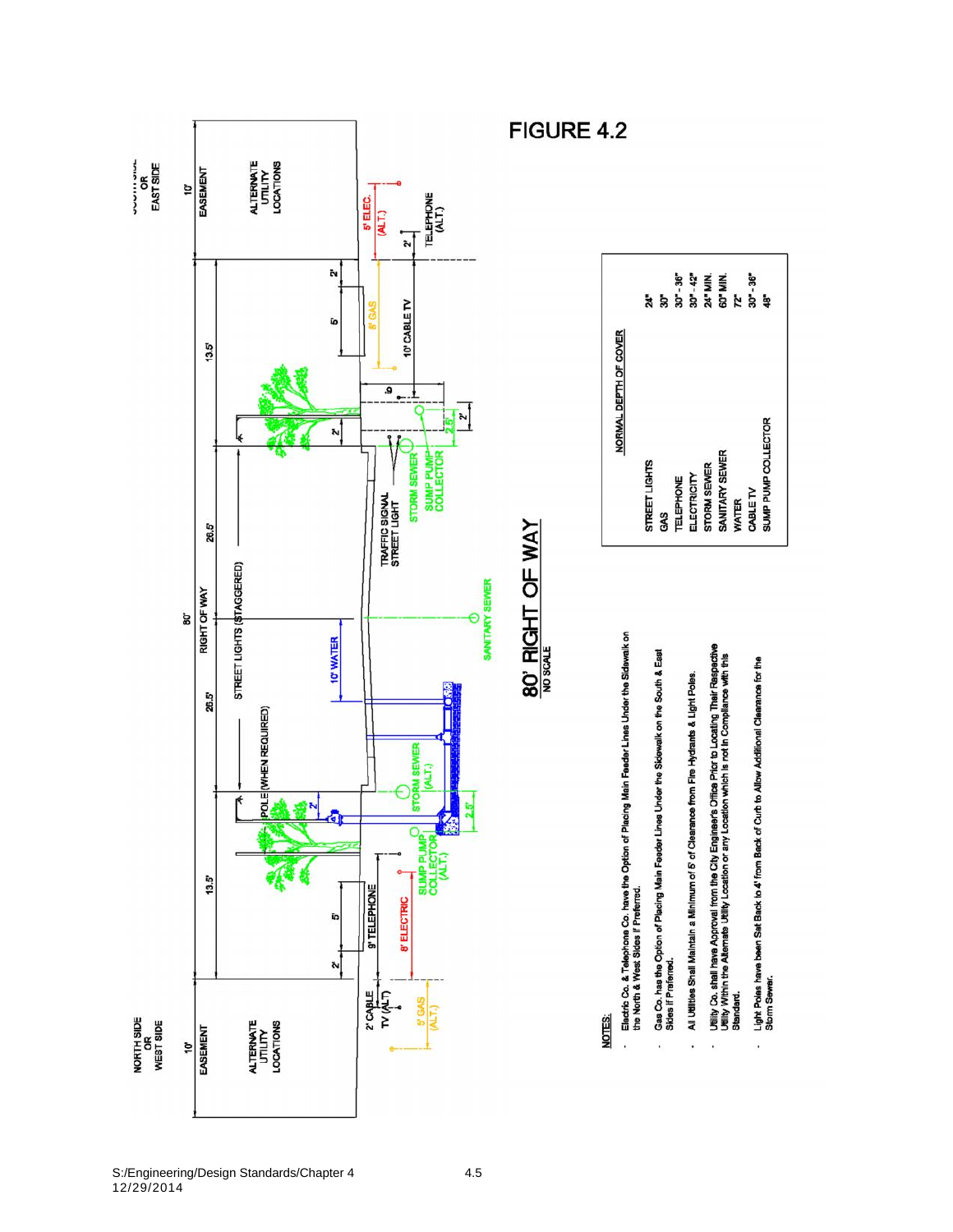# FIGURE 4.2

## 80' RIGHT OF WAY

NO SCALE

NORTH SIDE OR WEST SIDE

10' EASEMENT

ALTERNATE UTILITY LOCATIONS

SOUTH SIDE OR EAST SIDE

10' EASEMENT

ALTERNATE UTILITY LOCATIONS

80' RIGHT OF WAY

13.5' | 26.5' | 26.5' | 13.5'

2' | 5' | 2' | 2' | 5' | 2'

POLE (WHEN REQUIRED)

STREET LIGHTS (STAGGERED)

TRAFFIC SIGNAL STREET LIGHT

2' CABLE TV (ALT.)

9' TELEPHONE

8' ELECTRIC

5' GAS (ALT.)

SUMP PUMP COLLECTOR (ALT.)

STORM SEWER (ALT.)

2.5'

10' WATER

SANITARY SEWER

STORM SEWER

SUMP PUMP COLLECTOR

2.5'

2'

6'

10' CABLE TV

8' GAS

2'

TELEPHONE (ALT.)

5' ELEC. (ALT.)

| NORMAL DEPTH OF COVER | |
|---|---|
| STREET LIGHTS | 24" |
| GAS | 30" |
| TELEPHONE | 30" - 36" |
| ELECTRICITY | 30" - 42" |
| STORM SEWER | 24" MIN. |
| SANITARY SEWER | 60" MIN. |
| WATER | 72" |
| CABLE TV | 30" - 36" |
| SUMP PUMP COLLECTOR | 48" |

NOTES:

- Electric Co. & Telephone Co. have the Option of Placing Main Feeder Lines Under the Sidewalk on the North & West Sides if Preferred.
- Gas Co. has the Option of Placing Main Feeder Lines Under the Sidewalk on the South & East Sides if Preferred.
- All Utilities Shall Maintain a Minimum of 5' of Clearance from Fire Hydrants & Light Poles.
- Utility Co. shall have Approval from the City Engineer's Office Prior to Locating Their Respective Utility Within the Alternate Utility Location or any Location which is not in Compliance with this Standard.
- Light Poles have been Set Back to 4' from Back of Curb to Allow Additional Clearance for the Storm Sewer.

S:/Engineering/Design Standards/Chapter 4
12/29/2014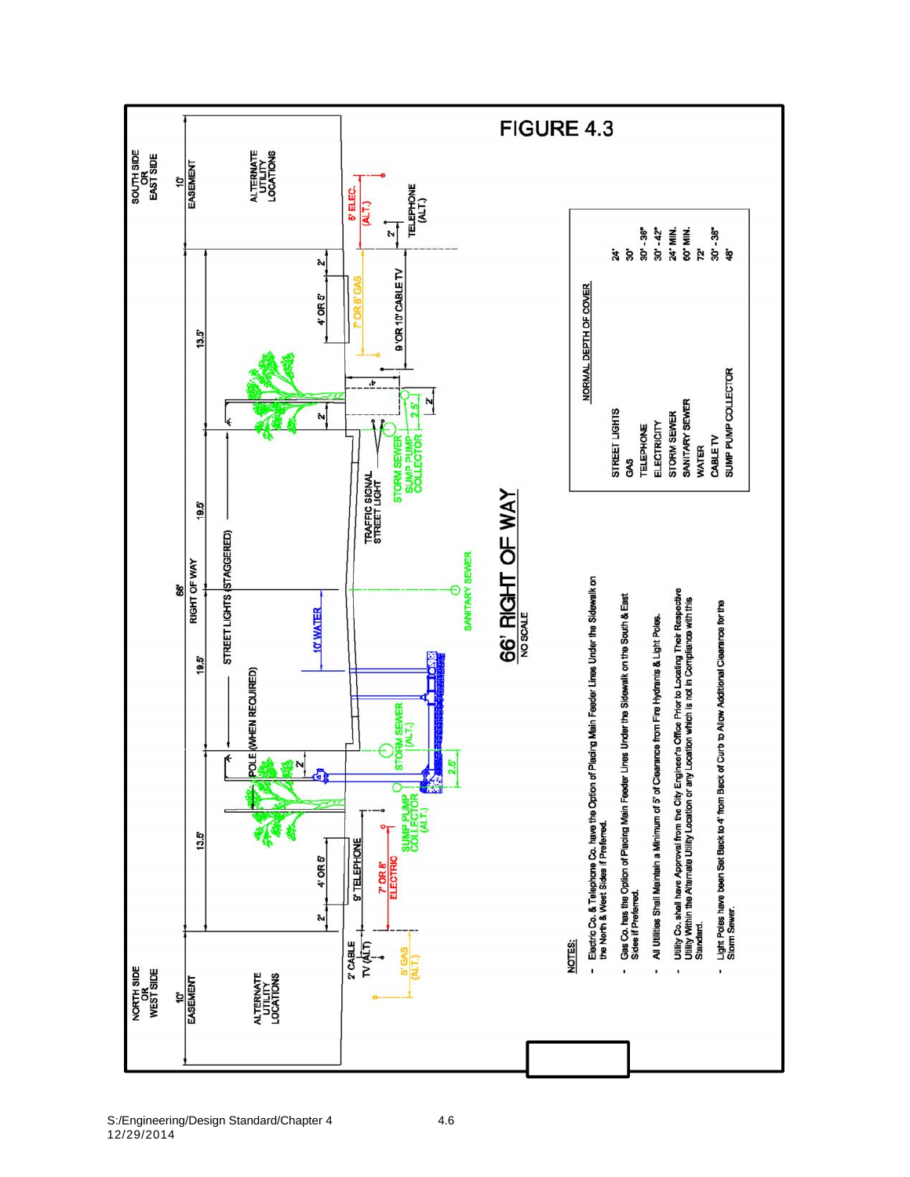# FIGURE 4.3

## 66' RIGHT OF WAY

NO SCALE

NORTH SIDE OR WEST SIDE — 10' EASEMENT — ALTERNATE UTILITY LOCATIONS

SOUTH SIDE OR EAST SIDE — 10' EASEMENT — ALTERNATE UTILITY LOCATIONS

66' RIGHT OF WAY: 13.5' | 19.5' | 19.5' | 13.5'

2' | 4' OR 5' | 2' — POLE (WHEN REQUIRED) — STREET LIGHTS (STAGGERED) — 2' | 4' OR 5' | 2'

2' CABLE TV (ALT.) — 5' GAS (ALT.) — 9' TELEPHONE — 7' OR 8' ELECTRIC — SUMP PUMP COLLECTOR (ALT.) — 2.5' — STORM SEWER (ALT.) — 10' WATER — SANITARY SEWER — TRAFFIC SIGNAL STREET LIGHT — STORM SEWER SUMP PUMP COLLECTOR — 2.5' — 2' — 4' — 9' OR 10' CABLE TV — 7' OR 8' GAS — 6' ELEC. (ALT.) — 2' — TELEPHONE (ALT.)

| NORMAL DEPTH OF COVER | |
|---|---|
| STREET LIGHTS | 24" |
| GAS | 30" |
| TELEPHONE | 30" - 36" |
| ELECTRICITY | 30" - 42" |
| STORM SEWER | 24" MIN. |
| SANITARY SEWER | 60" MIN. |
| WATER | 72" |
| CABLE TV | 30" - 36" |
| SUMP PUMP COLLECTOR | 48" |

**NOTES:**

- Electric Co. & Telephone Co. have the Option of Placing Main Feeder Lines Under the Sidewalk on the North & West Sides if Preferred.
- Gas Co. has the Option of Placing Main Feeder Lines Under the Sidewalk on the South & East Sides if Preferred.
- All Utilities Shall Maintain a Minimum of 5' of Clearance from Fire Hydrants & Light Poles.
- Utility Co. shall have Approval from the City Engineer's Office Prior to Locating Their Respective Utility Within the Alternate Utility Location or any Location which is not in Compliance with this Standard.
- Light Poles have been Set Back to 4' from Back of Curb to Allow Additional Clearance for the Storm Sewer.

S:/Engineering/Design Standard/Chapter 4
12/29/2014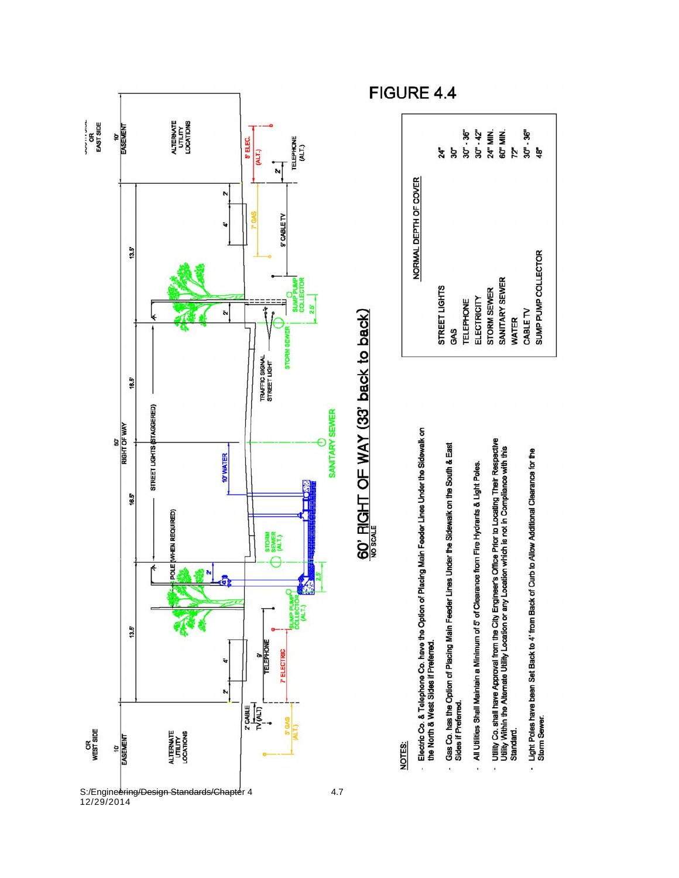# FIGURE 4.4

## 60' RIGHT OF WAY (33' back to back)

NO SCALE

OR WEST SIDE

10' EASEMENT

ALTERNATE UTILITY LOCATIONS

SOUTH SIDE OR EAST SIDE

10' EASEMENT

ALTERNATE UTILITY LOCATIONS

60' RIGHT OF WAY

13.5' | 16.5' | 16.5' | 13.5'

2' | 4' | 2' | 4' | 2'

STREET LIGHTS (STAGGERED)

POLE (WHEN REQUIRED)

10' WATER

TRAFFIC SIGNAL STREET LIGHT

2' CABLE TV (ALT.)

5' GAS (ALT.)

7' ELECTRIC

9' TELEPHONE

SUMP PUMP COLLECTOR (ALT.)

STORM SEWER (ALT.)

SANITARY SEWER

STORM SEWER

SUMP PUMP COLLECTOR

2.5'

7' GAS

9' CABLE TV

5' ELEC. (ALT.)

2' TELEPHONE (ALT.)

| NORMAL DEPTH OF COVER | |
|---|---|
| STREET LIGHTS | 24" |
| GAS | 30" |
| TELEPHONE | 30" - 36" |
| ELECTRICITY | 30" - 42" |
| STORM SEWER | 24" MIN. |
| SANITARY SEWER | 60" MIN. |
| WATER | 72" |
| CABLE TV | 30" - 36" |
| SUMP PUMP COLLECTOR | 48" |

NOTES:

- Electric Co. & Telephone Co. have the Option of Placing Main Feeder Lines Under the Sidewalk on the North & West Sides if Preferred.
- Gas Co. has the Option of Placing Main Feeder Lines Under the Sidewalk on the South & East Sides if Preferred.
- All Utilities Shall Maintain a Minimum of 5' of Clearance from Fire Hydrants & Light Poles.
- Utility Co. shall have Approval from the City Engineer's Office Prior to Locating Their Respective Utility Within the Alternate Utility Location or any Location which is not in Compliance with this Standard.
- Light Poles have been Set Back to 4' from Back of Curb to Allow Additional Clearance for the Storm Sewer.

S:/Engineering/Design Standards/Chapter 4
12/29/2014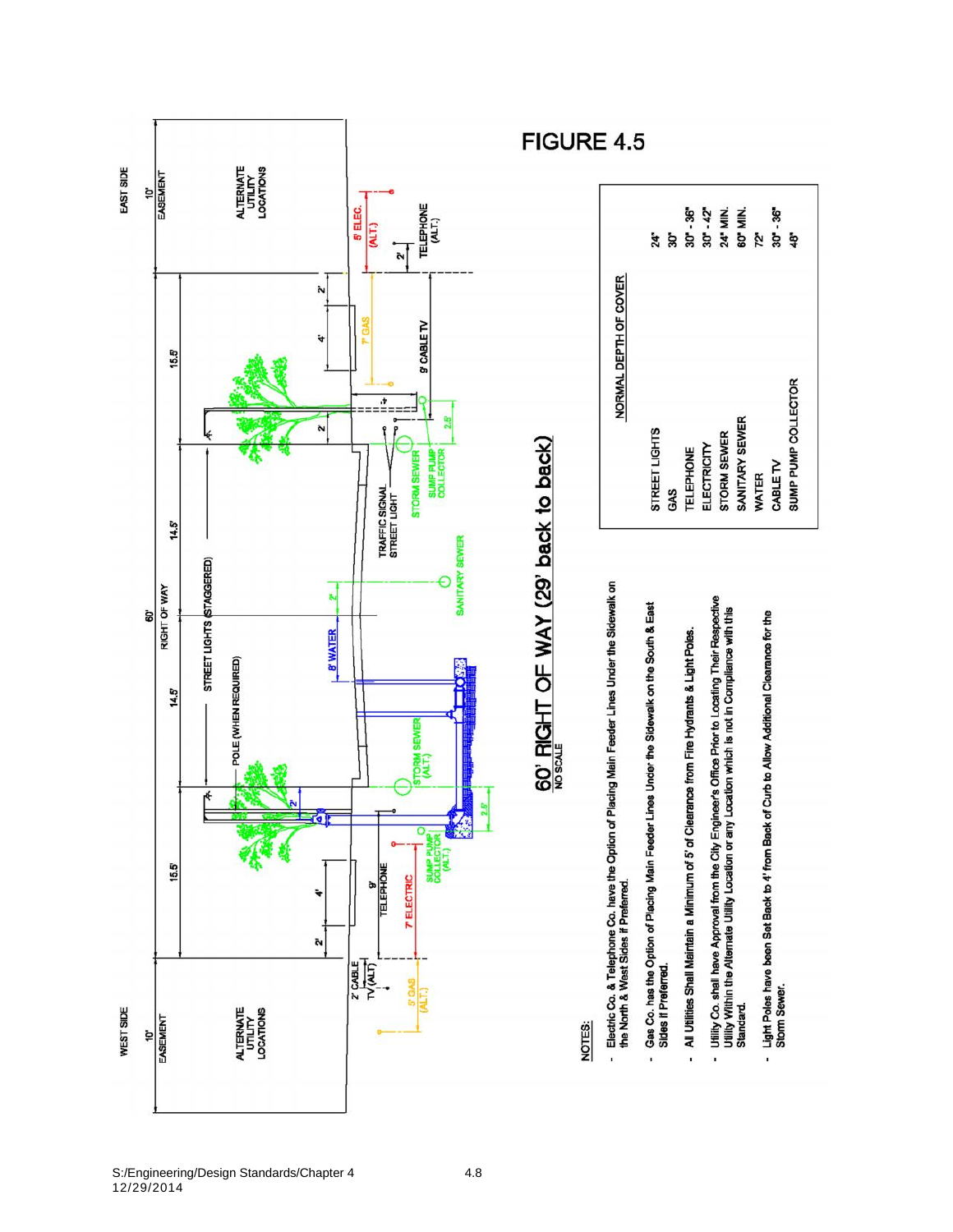# FIGURE 4.5

## 60' RIGHT OF WAY (29' back to back)

NO SCALE

WEST SIDE — 10' EASEMENT — ALTERNATE UTILITY LOCATIONS

EAST SIDE — 10' EASEMENT — ALTERNATE UTILITY LOCATIONS

15.5' | 14.5' | 14.5' | 15.5'

60' RIGHT OF WAY

STREET LIGHTS (STAGGERED)

POLE (WHEN REQUIRED)

2' | 4' | 2' | 2' | 2' | 4' | 2'

9' TELEPHONE · 7' ELECTRIC · 2' CABLE TV (ALT.) · 5' GAS (ALT.) · SUMP PUMP COLLECTOR (ALT.) · STORM SEWER (ALT.) · 2.5' · 8' WATER · SANITARY SEWER · TRAFFIC SIGNAL · STREET LIGHT · STORM SEWER · SUMP PUMP COLLECTOR · 2.5' · 9' CABLE TV · 7' GAS · 2' · 5' ELEC. (ALT.) · TELEPHONE (ALT.)

| NORMAL DEPTH OF COVER | |
|---|---|
| STREET LIGHTS | 24" |
| GAS | 30" |
| TELEPHONE | 30" - 36" |
| ELECTRICITY | 30" - 42" |
| STORM SEWER | 24" MIN. |
| SANITARY SEWER | 60" MIN. |
| WATER | 72" |
| CABLE TV | 30" - 36" |
| SUMP PUMP COLLECTOR | 48" |

NOTES:

- Electric Co. & Telephone Co. have the Option of Placing Main Feeder Lines Under the Sidewalk on the North & West Sides if Preferred.
- Gas Co. has the Option of Placing Main Feeder Lines Under the Sidewalk on the South & East Sides if Preferred.
- All Utilities Shall Maintain a Minimum of 5' of Clearance from Fire Hydrants & Light Poles.
- Utility Co. shall have Approval from the City Engineer's Office Prior to Locating Their Respective Utility Within the Alternate Utility Location or any Location which is not in Compliance with this Standard.
- Light Poles have been Set Back to 4' from Back of Curb to Allow Additional Clearance for the Storm Sewer.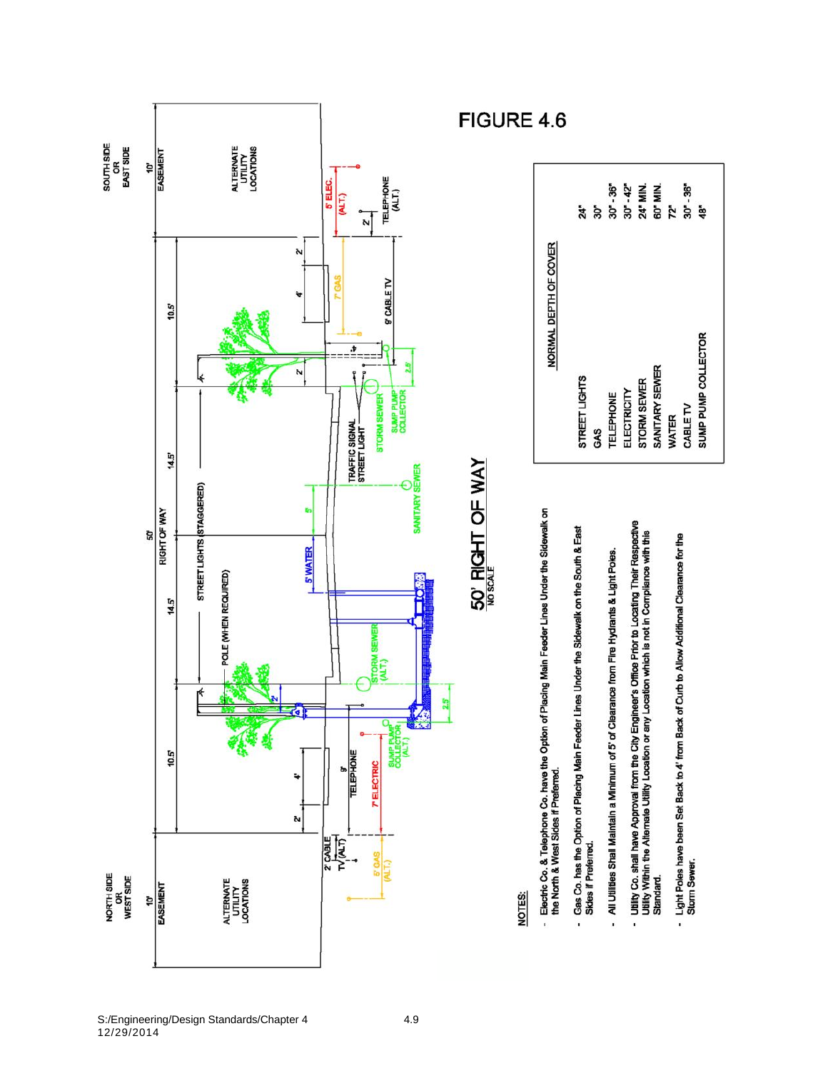# FIGURE 4.6

NORTH SIDE OR WEST SIDE

10' EASEMENT

ALTERNATE UTILITY LOCATIONS

SOUTH SIDE OR EAST SIDE

10' EASEMENT

ALTERNATE UTILITY LOCATIONS

50' RIGHT OF WAY

10.5'

14.5'

14.5'

10.5'

2'

4'

2'

2'

4'

2'

POLE (WHEN REQUIRED)

STREET LIGHTS (STAGGERED)

2' CABLE TV (ALT)

5' GAS (ALT.)

9' TELEPHONE

7' ELECTRIC

SUMP PUMP COLLECTOR (ALT.)

STORM SEWER (ALT.)

2.5'

5' WATER

5'

SANITARY SEWER

TRAFFIC SIGNAL STREET LIGHT

STORM SEWER

SUMP PUMP COLLECTOR

2.5'

9' CABLE TV

7' GAS

5' ELEC. (ALT.)

2'

TELEPHONE (ALT.)

## 50' RIGHT OF WAY

NO SCALE

| NORMAL DEPTH OF COVER | |
|---|---|
| STREET LIGHTS | 24" |
| GAS | 30" |
| TELEPHONE | 30" - 36" |
| ELECTRICITY | 30" - 42" |
| STORM SEWER | 24" MIN. |
| SANITARY SEWER | 60" MIN. |
| WATER | 72" |
| CABLE TV | 30" - 36" |
| SUMP PUMP COLLECTOR | 48" |

**NOTES:**

- Electric Co. & Telephone Co. have the Option of Placing Main Feeder Lines Under the Sidewalk on the North & West Sides if Preferred.
- Gas Co. has the Option of Placing Main Feeder Lines Under the Sidewalk on the South & East Sides if Preferred.
- All Utilities Shall Maintain a Minimum of 5' of Clearance from Fire Hydrants & Light Poles.
- Utility Co. shall have Approval from the City Engineer's Office Prior to Locating Their Respective Utility Within the Alternate Utility Location or any Location which is not in Compliance with this Standard.
- Light Poles have been Set Back to 4' from Back of Curb to Allow Additional Clearance for the Storm Sewer.

S:/Engineering/Design Standards/Chapter 4
12/29/2014